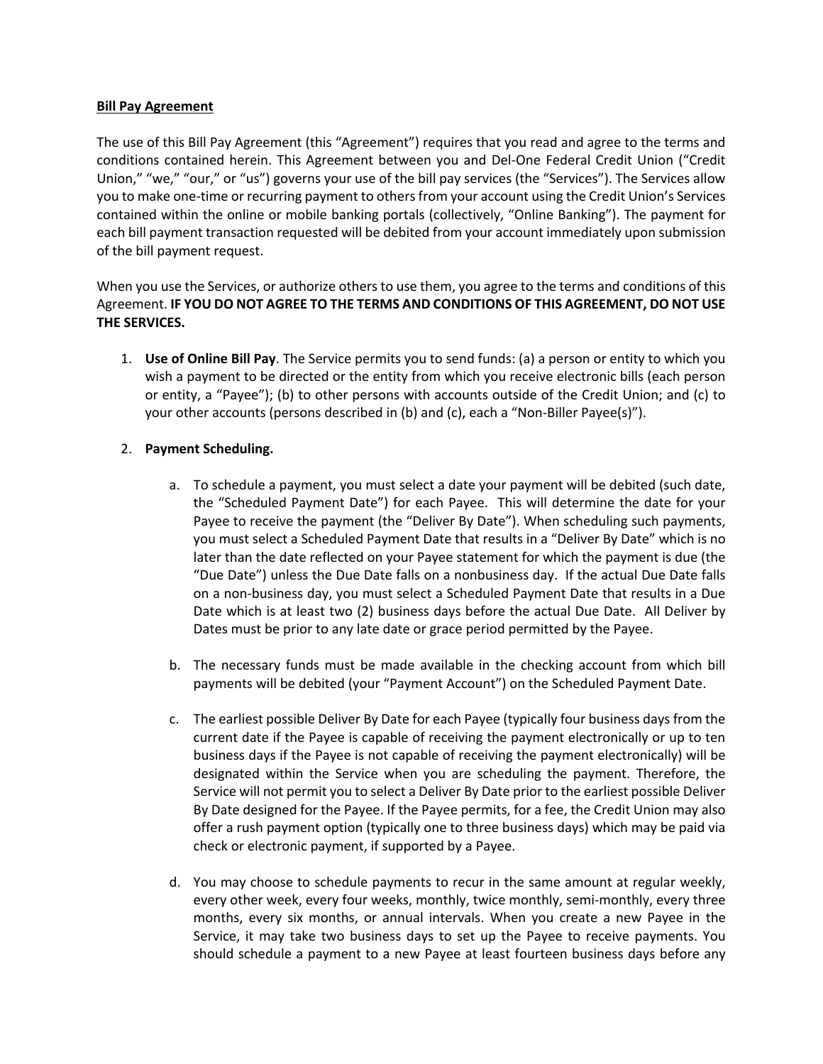**Bill Pay Agreement**

The use of this Bill Pay Agreement (this "Agreement") requires that you read and agree to the terms and conditions contained herein. This Agreement between you and Del-One Federal Credit Union ("Credit Union," "we," "our," or "us") governs your use of the bill pay services (the "Services"). The Services allow you to make one-time or recurring payment to others from your account using the Credit Union's Services contained within the online or mobile banking portals (collectively, "Online Banking"). The payment for each bill payment transaction requested will be debited from your account immediately upon submission of the bill payment request.

When you use the Services, or authorize others to use them, you agree to the terms and conditions of this Agreement. **IF YOU DO NOT AGREE TO THE TERMS AND CONDITIONS OF THIS AGREEMENT, DO NOT USE THE SERVICES.**

1. **Use of Online Bill Pay**. The Service permits you to send funds: (a) a person or entity to which you wish a payment to be directed or the entity from which you receive electronic bills (each person or entity, a "Payee"); (b) to other persons with accounts outside of the Credit Union; and (c) to your other accounts (persons described in (b) and (c), each a "Non-Biller Payee(s)").

2. **Payment Scheduling.**

    a. To schedule a payment, you must select a date your payment will be debited (such date, the "Scheduled Payment Date") for each Payee. This will determine the date for your Payee to receive the payment (the "Deliver By Date"). When scheduling such payments, you must select a Scheduled Payment Date that results in a "Deliver By Date" which is no later than the date reflected on your Payee statement for which the payment is due (the "Due Date") unless the Due Date falls on a nonbusiness day. If the actual Due Date falls on a non-business day, you must select a Scheduled Payment Date that results in a Due Date which is at least two (2) business days before the actual Due Date. All Deliver by Dates must be prior to any late date or grace period permitted by the Payee.

    b. The necessary funds must be made available in the checking account from which bill payments will be debited (your "Payment Account") on the Scheduled Payment Date.

    c. The earliest possible Deliver By Date for each Payee (typically four business days from the current date if the Payee is capable of receiving the payment electronically or up to ten business days if the Payee is not capable of receiving the payment electronically) will be designated within the Service when you are scheduling the payment. Therefore, the Service will not permit you to select a Deliver By Date prior to the earliest possible Deliver By Date designed for the Payee. If the Payee permits, for a fee, the Credit Union may also offer a rush payment option (typically one to three business days) which may be paid via check or electronic payment, if supported by a Payee.

    d. You may choose to schedule payments to recur in the same amount at regular weekly, every other week, every four weeks, monthly, twice monthly, semi-monthly, every three months, every six months, or annual intervals. When you create a new Payee in the Service, it may take two business days to set up the Payee to receive payments. You should schedule a payment to a new Payee at least fourteen business days before any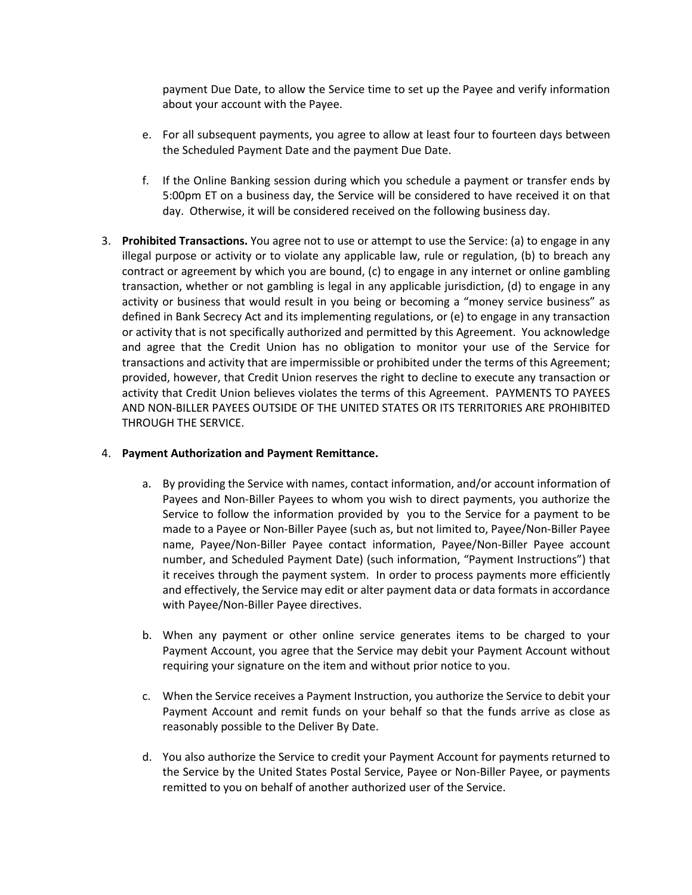payment Due Date, to allow the Service time to set up the Payee and verify information about your account with the Payee.

   e. For all subsequent payments, you agree to allow at least four to fourteen days between the Scheduled Payment Date and the payment Due Date.

   f. If the Online Banking session during which you schedule a payment or transfer ends by 5:00pm ET on a business day, the Service will be considered to have received it on that day. Otherwise, it will be considered received on the following business day.

3. **Prohibited Transactions.** You agree not to use or attempt to use the Service: (a) to engage in any illegal purpose or activity or to violate any applicable law, rule or regulation, (b) to breach any contract or agreement by which you are bound, (c) to engage in any internet or online gambling transaction, whether or not gambling is legal in any applicable jurisdiction, (d) to engage in any activity or business that would result in you being or becoming a "money service business" as defined in Bank Secrecy Act and its implementing regulations, or (e) to engage in any transaction or activity that is not specifically authorized and permitted by this Agreement. You acknowledge and agree that the Credit Union has no obligation to monitor your use of the Service for transactions and activity that are impermissible or prohibited under the terms of this Agreement; provided, however, that Credit Union reserves the right to decline to execute any transaction or activity that Credit Union believes violates the terms of this Agreement. PAYMENTS TO PAYEES AND NON-BILLER PAYEES OUTSIDE OF THE UNITED STATES OR ITS TERRITORIES ARE PROHIBITED THROUGH THE SERVICE.

4. **Payment Authorization and Payment Remittance.**

   a. By providing the Service with names, contact information, and/or account information of Payees and Non-Biller Payees to whom you wish to direct payments, you authorize the Service to follow the information provided by you to the Service for a payment to be made to a Payee or Non-Biller Payee (such as, but not limited to, Payee/Non-Biller Payee name, Payee/Non-Biller Payee contact information, Payee/Non-Biller Payee account number, and Scheduled Payment Date) (such information, "Payment Instructions") that it receives through the payment system. In order to process payments more efficiently and effectively, the Service may edit or alter payment data or data formats in accordance with Payee/Non-Biller Payee directives.

   b. When any payment or other online service generates items to be charged to your Payment Account, you agree that the Service may debit your Payment Account without requiring your signature on the item and without prior notice to you.

   c. When the Service receives a Payment Instruction, you authorize the Service to debit your Payment Account and remit funds on your behalf so that the funds arrive as close as reasonably possible to the Deliver By Date.

   d. You also authorize the Service to credit your Payment Account for payments returned to the Service by the United States Postal Service, Payee or Non-Biller Payee, or payments remitted to you on behalf of another authorized user of the Service.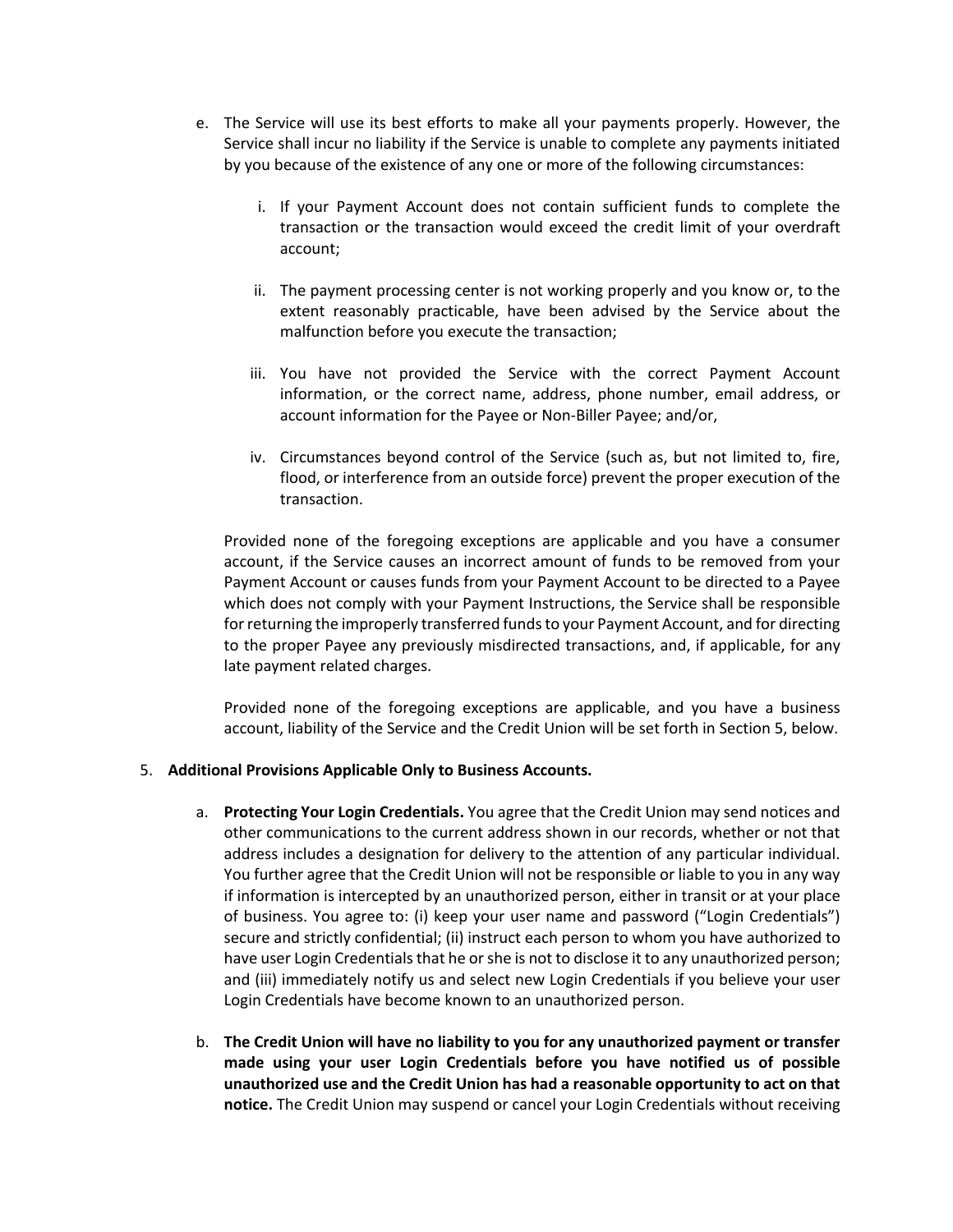e. The Service will use its best efforts to make all your payments properly. However, the Service shall incur no liability if the Service is unable to complete any payments initiated by you because of the existence of any one or more of the following circumstances:

   i. If your Payment Account does not contain sufficient funds to complete the transaction or the transaction would exceed the credit limit of your overdraft account;

   ii. The payment processing center is not working properly and you know or, to the extent reasonably practicable, have been advised by the Service about the malfunction before you execute the transaction;

   iii. You have not provided the Service with the correct Payment Account information, or the correct name, address, phone number, email address, or account information for the Payee or Non-Biller Payee; and/or,

   iv. Circumstances beyond control of the Service (such as, but not limited to, fire, flood, or interference from an outside force) prevent the proper execution of the transaction.

   Provided none of the foregoing exceptions are applicable and you have a consumer account, if the Service causes an incorrect amount of funds to be removed from your Payment Account or causes funds from your Payment Account to be directed to a Payee which does not comply with your Payment Instructions, the Service shall be responsible for returning the improperly transferred funds to your Payment Account, and for directing to the proper Payee any previously misdirected transactions, and, if applicable, for any late payment related charges.

   Provided none of the foregoing exceptions are applicable, and you have a business account, liability of the Service and the Credit Union will be set forth in Section 5, below.

5. **Additional Provisions Applicable Only to Business Accounts.**

   a. **Protecting Your Login Credentials.** You agree that the Credit Union may send notices and other communications to the current address shown in our records, whether or not that address includes a designation for delivery to the attention of any particular individual. You further agree that the Credit Union will not be responsible or liable to you in any way if information is intercepted by an unauthorized person, either in transit or at your place of business. You agree to: (i) keep your user name and password ("Login Credentials") secure and strictly confidential; (ii) instruct each person to whom you have authorized to have user Login Credentials that he or she is not to disclose it to any unauthorized person; and (iii) immediately notify us and select new Login Credentials if you believe your user Login Credentials have become known to an unauthorized person.

   b. **The Credit Union will have no liability to you for any unauthorized payment or transfer made using your user Login Credentials before you have notified us of possible unauthorized use and the Credit Union has had a reasonable opportunity to act on that notice.** The Credit Union may suspend or cancel your Login Credentials without receiving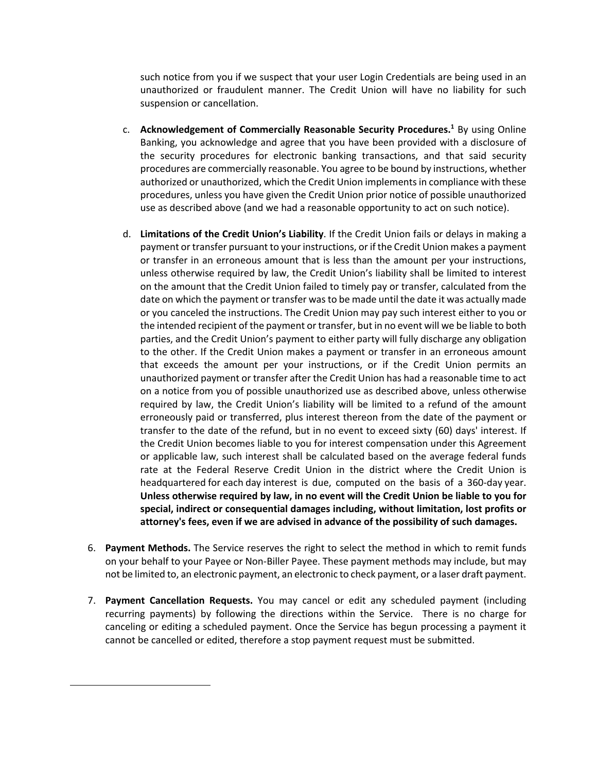such notice from you if we suspect that your user Login Credentials are being used in an unauthorized or fraudulent manner. The Credit Union will have no liability for such suspension or cancellation.

c. **Acknowledgement of Commercially Reasonable Security Procedures.**[1] By using Online Banking, you acknowledge and agree that you have been provided with a disclosure of the security procedures for electronic banking transactions, and that said security procedures are commercially reasonable. You agree to be bound by instructions, whether authorized or unauthorized, which the Credit Union implements in compliance with these procedures, unless you have given the Credit Union prior notice of possible unauthorized use as described above (and we had a reasonable opportunity to act on such notice).

d. **Limitations of the Credit Union's Liability**. If the Credit Union fails or delays in making a payment or transfer pursuant to your instructions, or if the Credit Union makes a payment or transfer in an erroneous amount that is less than the amount per your instructions, unless otherwise required by law, the Credit Union's liability shall be limited to interest on the amount that the Credit Union failed to timely pay or transfer, calculated from the date on which the payment or transfer was to be made until the date it was actually made or you canceled the instructions. The Credit Union may pay such interest either to you or the intended recipient of the payment or transfer, but in no event will we be liable to both parties, and the Credit Union's payment to either party will fully discharge any obligation to the other. If the Credit Union makes a payment or transfer in an erroneous amount that exceeds the amount per your instructions, or if the Credit Union permits an unauthorized payment or transfer after the Credit Union has had a reasonable time to act on a notice from you of possible unauthorized use as described above, unless otherwise required by law, the Credit Union's liability will be limited to a refund of the amount erroneously paid or transferred, plus interest thereon from the date of the payment or transfer to the date of the refund, but in no event to exceed sixty (60) days' interest. If the Credit Union becomes liable to you for interest compensation under this Agreement or applicable law, such interest shall be calculated based on the average federal funds rate at the Federal Reserve Credit Union in the district where the Credit Union is headquartered for each day interest is due, computed on the basis of a 360-day year. **Unless otherwise required by law, in no event will the Credit Union be liable to you for special, indirect or consequential damages including, without limitation, lost profits or attorney's fees, even if we are advised in advance of the possibility of such damages.**

6. **Payment Methods.** The Service reserves the right to select the method in which to remit funds on your behalf to your Payee or Non-Biller Payee. These payment methods may include, but may not be limited to, an electronic payment, an electronic to check payment, or a laser draft payment.

7. **Payment Cancellation Requests.** You may cancel or edit any scheduled payment (including recurring payments) by following the directions within the Service. There is no charge for canceling or editing a scheduled payment. Once the Service has begun processing a payment it cannot be cancelled or edited, therefore a stop payment request must be submitted.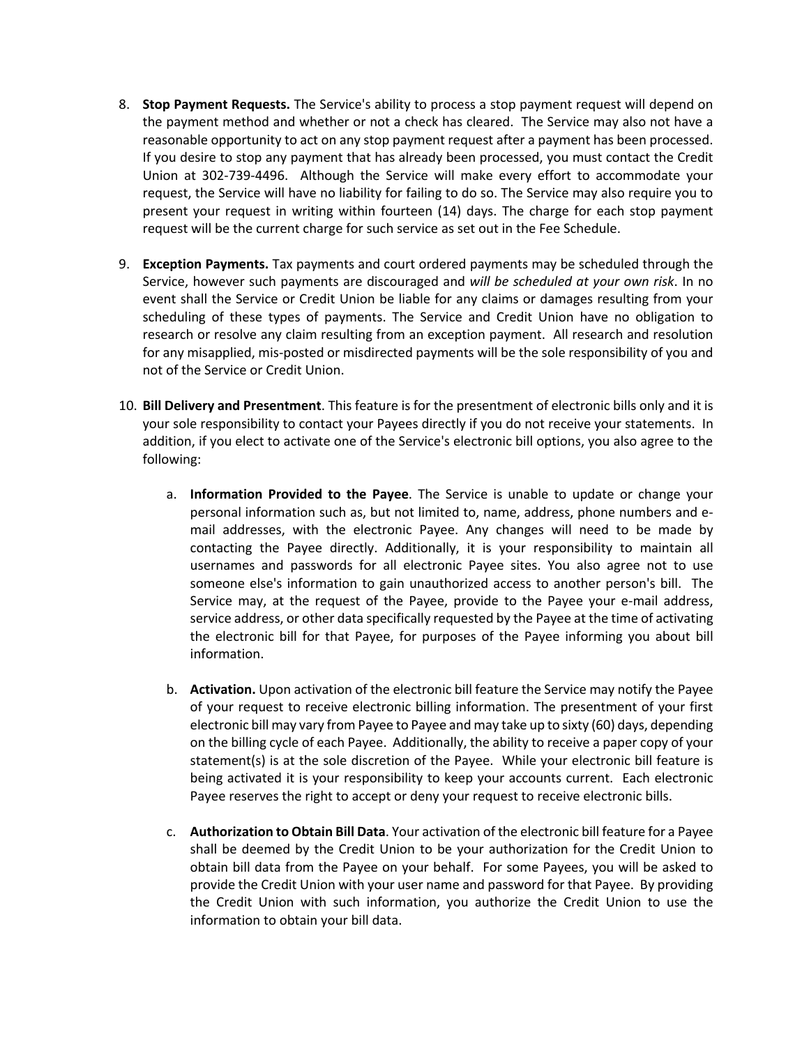8. **Stop Payment Requests.** The Service's ability to process a stop payment request will depend on the payment method and whether or not a check has cleared. The Service may also not have a reasonable opportunity to act on any stop payment request after a payment has been processed. If you desire to stop any payment that has already been processed, you must contact the Credit Union at 302-739-4496. Although the Service will make every effort to accommodate your request, the Service will have no liability for failing to do so. The Service may also require you to present your request in writing within fourteen (14) days. The charge for each stop payment request will be the current charge for such service as set out in the Fee Schedule.

9. **Exception Payments.** Tax payments and court ordered payments may be scheduled through the Service, however such payments are discouraged and *will be scheduled at your own risk*. In no event shall the Service or Credit Union be liable for any claims or damages resulting from your scheduling of these types of payments. The Service and Credit Union have no obligation to research or resolve any claim resulting from an exception payment. All research and resolution for any misapplied, mis-posted or misdirected payments will be the sole responsibility of you and not of the Service or Credit Union.

10. **Bill Delivery and Presentment**. This feature is for the presentment of electronic bills only and it is your sole responsibility to contact your Payees directly if you do not receive your statements. In addition, if you elect to activate one of the Service's electronic bill options, you also agree to the following:

    a. **Information Provided to the Payee**. The Service is unable to update or change your personal information such as, but not limited to, name, address, phone numbers and e-mail addresses, with the electronic Payee. Any changes will need to be made by contacting the Payee directly. Additionally, it is your responsibility to maintain all usernames and passwords for all electronic Payee sites. You also agree not to use someone else's information to gain unauthorized access to another person's bill. The Service may, at the request of the Payee, provide to the Payee your e-mail address, service address, or other data specifically requested by the Payee at the time of activating the electronic bill for that Payee, for purposes of the Payee informing you about bill information.

    b. **Activation.** Upon activation of the electronic bill feature the Service may notify the Payee of your request to receive electronic billing information. The presentment of your first electronic bill may vary from Payee to Payee and may take up to sixty (60) days, depending on the billing cycle of each Payee. Additionally, the ability to receive a paper copy of your statement(s) is at the sole discretion of the Payee. While your electronic bill feature is being activated it is your responsibility to keep your accounts current. Each electronic Payee reserves the right to accept or deny your request to receive electronic bills.

    c. **Authorization to Obtain Bill Data**. Your activation of the electronic bill feature for a Payee shall be deemed by the Credit Union to be your authorization for the Credit Union to obtain bill data from the Payee on your behalf. For some Payees, you will be asked to provide the Credit Union with your user name and password for that Payee. By providing the Credit Union with such information, you authorize the Credit Union to use the information to obtain your bill data.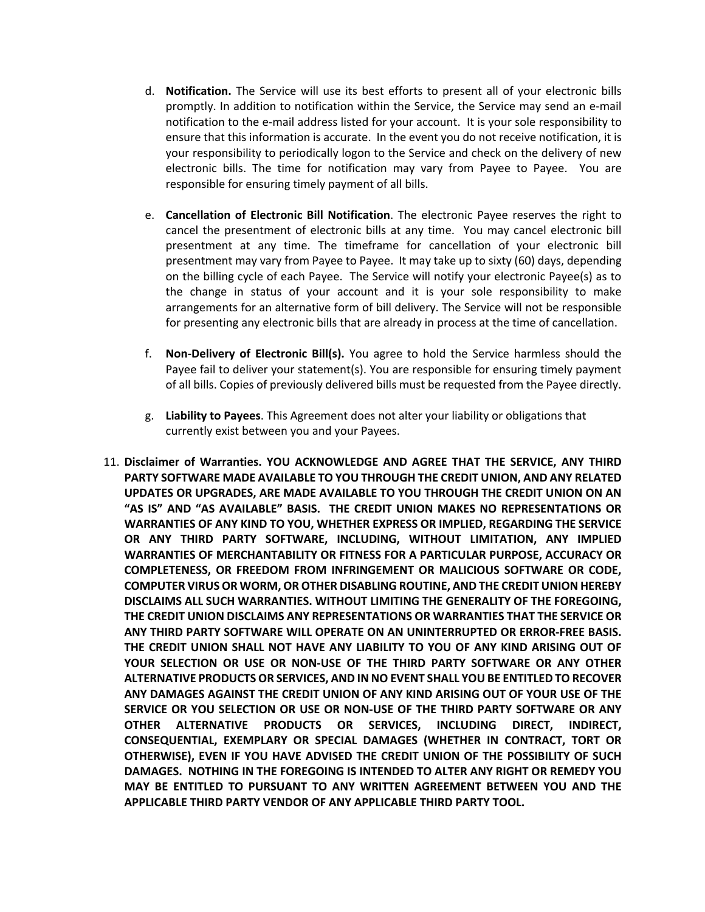d. **Notification.** The Service will use its best efforts to present all of your electronic bills promptly. In addition to notification within the Service, the Service may send an e-mail notification to the e-mail address listed for your account. It is your sole responsibility to ensure that this information is accurate. In the event you do not receive notification, it is your responsibility to periodically logon to the Service and check on the delivery of new electronic bills. The time for notification may vary from Payee to Payee. You are responsible for ensuring timely payment of all bills.

e. **Cancellation of Electronic Bill Notification**. The electronic Payee reserves the right to cancel the presentment of electronic bills at any time. You may cancel electronic bill presentment at any time. The timeframe for cancellation of your electronic bill presentment may vary from Payee to Payee. It may take up to sixty (60) days, depending on the billing cycle of each Payee. The Service will notify your electronic Payee(s) as to the change in status of your account and it is your sole responsibility to make arrangements for an alternative form of bill delivery. The Service will not be responsible for presenting any electronic bills that are already in process at the time of cancellation.

f. **Non-Delivery of Electronic Bill(s).** You agree to hold the Service harmless should the Payee fail to deliver your statement(s). You are responsible for ensuring timely payment of all bills. Copies of previously delivered bills must be requested from the Payee directly.

g. **Liability to Payees**. This Agreement does not alter your liability or obligations that currently exist between you and your Payees.

11. **Disclaimer of Warranties. YOU ACKNOWLEDGE AND AGREE THAT THE SERVICE, ANY THIRD PARTY SOFTWARE MADE AVAILABLE TO YOU THROUGH THE CREDIT UNION, AND ANY RELATED UPDATES OR UPGRADES, ARE MADE AVAILABLE TO YOU THROUGH THE CREDIT UNION ON AN "AS IS" AND "AS AVAILABLE" BASIS. THE CREDIT UNION MAKES NO REPRESENTATIONS OR WARRANTIES OF ANY KIND TO YOU, WHETHER EXPRESS OR IMPLIED, REGARDING THE SERVICE OR ANY THIRD PARTY SOFTWARE, INCLUDING, WITHOUT LIMITATION, ANY IMPLIED WARRANTIES OF MERCHANTABILITY OR FITNESS FOR A PARTICULAR PURPOSE, ACCURACY OR COMPLETENESS, OR FREEDOM FROM INFRINGEMENT OR MALICIOUS SOFTWARE OR CODE, COMPUTER VIRUS OR WORM, OR OTHER DISABLING ROUTINE, AND THE CREDIT UNION HEREBY DISCLAIMS ALL SUCH WARRANTIES. WITHOUT LIMITING THE GENERALITY OF THE FOREGOING, THE CREDIT UNION DISCLAIMS ANY REPRESENTATIONS OR WARRANTIES THAT THE SERVICE OR ANY THIRD PARTY SOFTWARE WILL OPERATE ON AN UNINTERRUPTED OR ERROR-FREE BASIS. THE CREDIT UNION SHALL NOT HAVE ANY LIABILITY TO YOU OF ANY KIND ARISING OUT OF YOUR SELECTION OR USE OR NON-USE OF THE THIRD PARTY SOFTWARE OR ANY OTHER ALTERNATIVE PRODUCTS OR SERVICES, AND IN NO EVENT SHALL YOU BE ENTITLED TO RECOVER ANY DAMAGES AGAINST THE CREDIT UNION OF ANY KIND ARISING OUT OF YOUR USE OF THE SERVICE OR YOU SELECTION OR USE OR NON-USE OF THE THIRD PARTY SOFTWARE OR ANY OTHER ALTERNATIVE PRODUCTS OR SERVICES, INCLUDING DIRECT, INDIRECT, CONSEQUENTIAL, EXEMPLARY OR SPECIAL DAMAGES (WHETHER IN CONTRACT, TORT OR OTHERWISE), EVEN IF YOU HAVE ADVISED THE CREDIT UNION OF THE POSSIBILITY OF SUCH DAMAGES. NOTHING IN THE FOREGOING IS INTENDED TO ALTER ANY RIGHT OR REMEDY YOU MAY BE ENTITLED TO PURSUANT TO ANY WRITTEN AGREEMENT BETWEEN YOU AND THE APPLICABLE THIRD PARTY VENDOR OF ANY APPLICABLE THIRD PARTY TOOL.**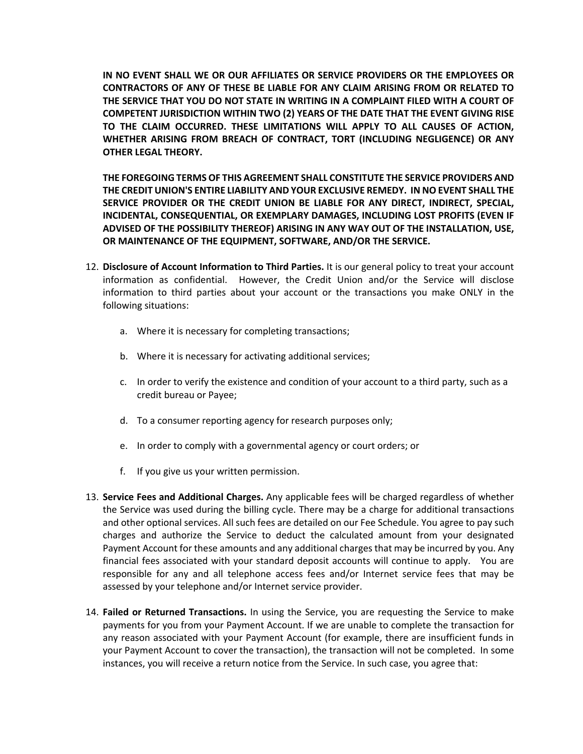**IN NO EVENT SHALL WE OR OUR AFFILIATES OR SERVICE PROVIDERS OR THE EMPLOYEES OR CONTRACTORS OF ANY OF THESE BE LIABLE FOR ANY CLAIM ARISING FROM OR RELATED TO THE SERVICE THAT YOU DO NOT STATE IN WRITING IN A COMPLAINT FILED WITH A COURT OF COMPETENT JURISDICTION WITHIN TWO (2) YEARS OF THE DATE THAT THE EVENT GIVING RISE TO THE CLAIM OCCURRED. THESE LIMITATIONS WILL APPLY TO ALL CAUSES OF ACTION, WHETHER ARISING FROM BREACH OF CONTRACT, TORT (INCLUDING NEGLIGENCE) OR ANY OTHER LEGAL THEORY.**

**THE FOREGOING TERMS OF THIS AGREEMENT SHALL CONSTITUTE THE SERVICE PROVIDERS AND THE CREDIT UNION'S ENTIRE LIABILITY AND YOUR EXCLUSIVE REMEDY. IN NO EVENT SHALL THE SERVICE PROVIDER OR THE CREDIT UNION BE LIABLE FOR ANY DIRECT, INDIRECT, SPECIAL, INCIDENTAL, CONSEQUENTIAL, OR EXEMPLARY DAMAGES, INCLUDING LOST PROFITS (EVEN IF ADVISED OF THE POSSIBILITY THEREOF) ARISING IN ANY WAY OUT OF THE INSTALLATION, USE, OR MAINTENANCE OF THE EQUIPMENT, SOFTWARE, AND/OR THE SERVICE.**

12. **Disclosure of Account Information to Third Parties.** It is our general policy to treat your account information as confidential. However, the Credit Union and/or the Service will disclose information to third parties about your account or the transactions you make ONLY in the following situations:

    a. Where it is necessary for completing transactions;

    b. Where it is necessary for activating additional services;

    c. In order to verify the existence and condition of your account to a third party, such as a credit bureau or Payee;

    d. To a consumer reporting agency for research purposes only;

    e. In order to comply with a governmental agency or court orders; or

    f. If you give us your written permission.

13. **Service Fees and Additional Charges.** Any applicable fees will be charged regardless of whether the Service was used during the billing cycle. There may be a charge for additional transactions and other optional services. All such fees are detailed on our Fee Schedule. You agree to pay such charges and authorize the Service to deduct the calculated amount from your designated Payment Account for these amounts and any additional charges that may be incurred by you. Any financial fees associated with your standard deposit accounts will continue to apply. You are responsible for any and all telephone access fees and/or Internet service fees that may be assessed by your telephone and/or Internet service provider.

14. **Failed or Returned Transactions.** In using the Service, you are requesting the Service to make payments for you from your Payment Account. If we are unable to complete the transaction for any reason associated with your Payment Account (for example, there are insufficient funds in your Payment Account to cover the transaction), the transaction will not be completed. In some instances, you will receive a return notice from the Service. In such case, you agree that: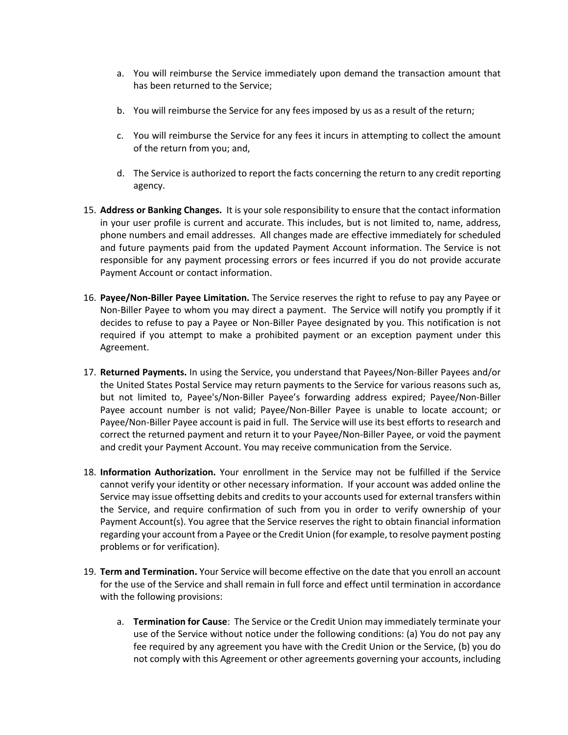a. You will reimburse the Service immediately upon demand the transaction amount that has been returned to the Service;

b. You will reimburse the Service for any fees imposed by us as a result of the return;

c. You will reimburse the Service for any fees it incurs in attempting to collect the amount of the return from you; and,

d. The Service is authorized to report the facts concerning the return to any credit reporting agency.

15. **Address or Banking Changes.** It is your sole responsibility to ensure that the contact information in your user profile is current and accurate. This includes, but is not limited to, name, address, phone numbers and email addresses. All changes made are effective immediately for scheduled and future payments paid from the updated Payment Account information. The Service is not responsible for any payment processing errors or fees incurred if you do not provide accurate Payment Account or contact information.

16. **Payee/Non-Biller Payee Limitation.** The Service reserves the right to refuse to pay any Payee or Non-Biller Payee to whom you may direct a payment. The Service will notify you promptly if it decides to refuse to pay a Payee or Non-Biller Payee designated by you. This notification is not required if you attempt to make a prohibited payment or an exception payment under this Agreement.

17. **Returned Payments.** In using the Service, you understand that Payees/Non-Biller Payees and/or the United States Postal Service may return payments to the Service for various reasons such as, but not limited to, Payee's/Non-Biller Payee's forwarding address expired; Payee/Non-Biller Payee account number is not valid; Payee/Non-Biller Payee is unable to locate account; or Payee/Non-Biller Payee account is paid in full. The Service will use its best efforts to research and correct the returned payment and return it to your Payee/Non-Biller Payee, or void the payment and credit your Payment Account. You may receive communication from the Service.

18. **Information Authorization.** Your enrollment in the Service may not be fulfilled if the Service cannot verify your identity or other necessary information. If your account was added online the Service may issue offsetting debits and credits to your accounts used for external transfers within the Service, and require confirmation of such from you in order to verify ownership of your Payment Account(s). You agree that the Service reserves the right to obtain financial information regarding your account from a Payee or the Credit Union (for example, to resolve payment posting problems or for verification).

19. **Term and Termination.** Your Service will become effective on the date that you enroll an account for the use of the Service and shall remain in full force and effect until termination in accordance with the following provisions:

    a. **Termination for Cause**: The Service or the Credit Union may immediately terminate your use of the Service without notice under the following conditions: (a) You do not pay any fee required by any agreement you have with the Credit Union or the Service, (b) you do not comply with this Agreement or other agreements governing your accounts, including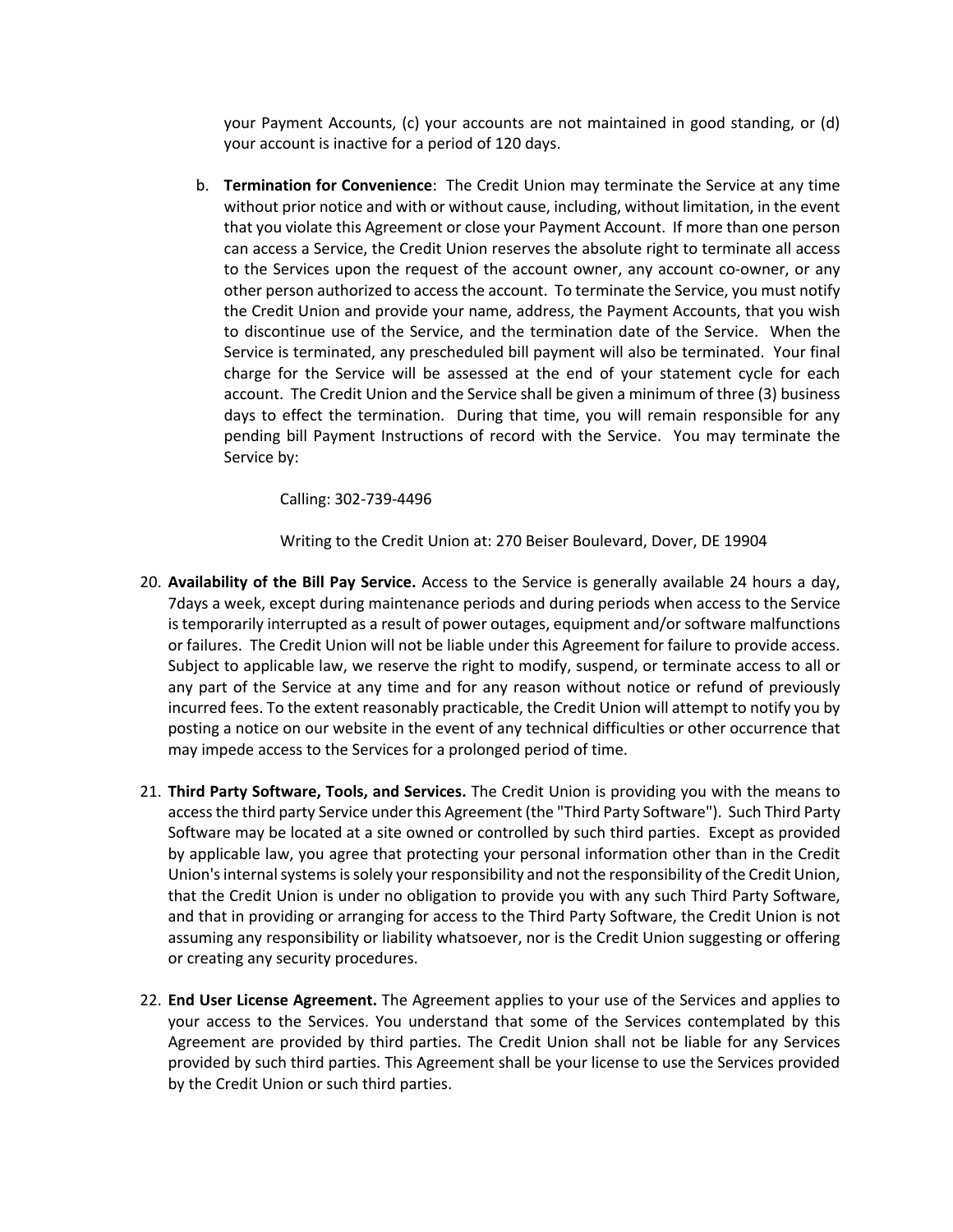your Payment Accounts, (c) your accounts are not maintained in good standing, or (d) your account is inactive for a period of 120 days.

b. **Termination for Convenience**: The Credit Union may terminate the Service at any time without prior notice and with or without cause, including, without limitation, in the event that you violate this Agreement or close your Payment Account. If more than one person can access a Service, the Credit Union reserves the absolute right to terminate all access to the Services upon the request of the account owner, any account co-owner, or any other person authorized to access the account. To terminate the Service, you must notify the Credit Union and provide your name, address, the Payment Accounts, that you wish to discontinue use of the Service, and the termination date of the Service. When the Service is terminated, any prescheduled bill payment will also be terminated. Your final charge for the Service will be assessed at the end of your statement cycle for each account. The Credit Union and the Service shall be given a minimum of three (3) business days to effect the termination. During that time, you will remain responsible for any pending bill Payment Instructions of record with the Service. You may terminate the Service by:

   Calling: 302-739-4496

   Writing to the Credit Union at: 270 Beiser Boulevard, Dover, DE 19904

20. **Availability of the Bill Pay Service.** Access to the Service is generally available 24 hours a day, 7days a week, except during maintenance periods and during periods when access to the Service is temporarily interrupted as a result of power outages, equipment and/or software malfunctions or failures. The Credit Union will not be liable under this Agreement for failure to provide access. Subject to applicable law, we reserve the right to modify, suspend, or terminate access to all or any part of the Service at any time and for any reason without notice or refund of previously incurred fees. To the extent reasonably practicable, the Credit Union will attempt to notify you by posting a notice on our website in the event of any technical difficulties or other occurrence that may impede access to the Services for a prolonged period of time.

21. **Third Party Software, Tools, and Services.** The Credit Union is providing you with the means to access the third party Service under this Agreement (the "Third Party Software"). Such Third Party Software may be located at a site owned or controlled by such third parties. Except as provided by applicable law, you agree that protecting your personal information other than in the Credit Union's internal systems is solely your responsibility and not the responsibility of the Credit Union, that the Credit Union is under no obligation to provide you with any such Third Party Software, and that in providing or arranging for access to the Third Party Software, the Credit Union is not assuming any responsibility or liability whatsoever, nor is the Credit Union suggesting or offering or creating any security procedures.

22. **End User License Agreement.** The Agreement applies to your use of the Services and applies to your access to the Services. You understand that some of the Services contemplated by this Agreement are provided by third parties. The Credit Union shall not be liable for any Services provided by such third parties. This Agreement shall be your license to use the Services provided by the Credit Union or such third parties.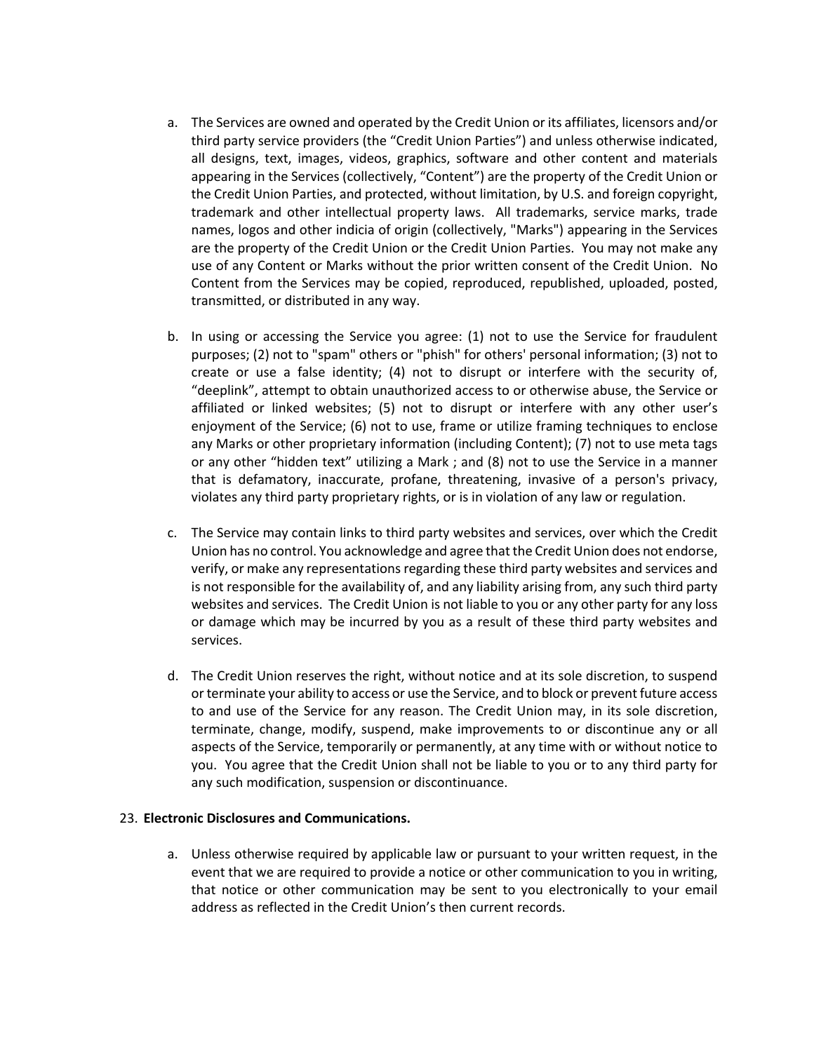a. The Services are owned and operated by the Credit Union or its affiliates, licensors and/or third party service providers (the "Credit Union Parties") and unless otherwise indicated, all designs, text, images, videos, graphics, software and other content and materials appearing in the Services (collectively, "Content") are the property of the Credit Union or the Credit Union Parties, and protected, without limitation, by U.S. and foreign copyright, trademark and other intellectual property laws. All trademarks, service marks, trade names, logos and other indicia of origin (collectively, "Marks") appearing in the Services are the property of the Credit Union or the Credit Union Parties. You may not make any use of any Content or Marks without the prior written consent of the Credit Union. No Content from the Services may be copied, reproduced, republished, uploaded, posted, transmitted, or distributed in any way.

b. In using or accessing the Service you agree: (1) not to use the Service for fraudulent purposes; (2) not to "spam" others or "phish" for others' personal information; (3) not to create or use a false identity; (4) not to disrupt or interfere with the security of, "deeplink", attempt to obtain unauthorized access to or otherwise abuse, the Service or affiliated or linked websites; (5) not to disrupt or interfere with any other user's enjoyment of the Service; (6) not to use, frame or utilize framing techniques to enclose any Marks or other proprietary information (including Content); (7) not to use meta tags or any other "hidden text" utilizing a Mark ; and (8) not to use the Service in a manner that is defamatory, inaccurate, profane, threatening, invasive of a person's privacy, violates any third party proprietary rights, or is in violation of any law or regulation.

c. The Service may contain links to third party websites and services, over which the Credit Union has no control. You acknowledge and agree that the Credit Union does not endorse, verify, or make any representations regarding these third party websites and services and is not responsible for the availability of, and any liability arising from, any such third party websites and services. The Credit Union is not liable to you or any other party for any loss or damage which may be incurred by you as a result of these third party websites and services.

d. The Credit Union reserves the right, without notice and at its sole discretion, to suspend or terminate your ability to access or use the Service, and to block or prevent future access to and use of the Service for any reason. The Credit Union may, in its sole discretion, terminate, change, modify, suspend, make improvements to or discontinue any or all aspects of the Service, temporarily or permanently, at any time with or without notice to you. You agree that the Credit Union shall not be liable to you or to any third party for any such modification, suspension or discontinuance.

23. **Electronic Disclosures and Communications.**

a. Unless otherwise required by applicable law or pursuant to your written request, in the event that we are required to provide a notice or other communication to you in writing, that notice or other communication may be sent to you electronically to your email address as reflected in the Credit Union's then current records.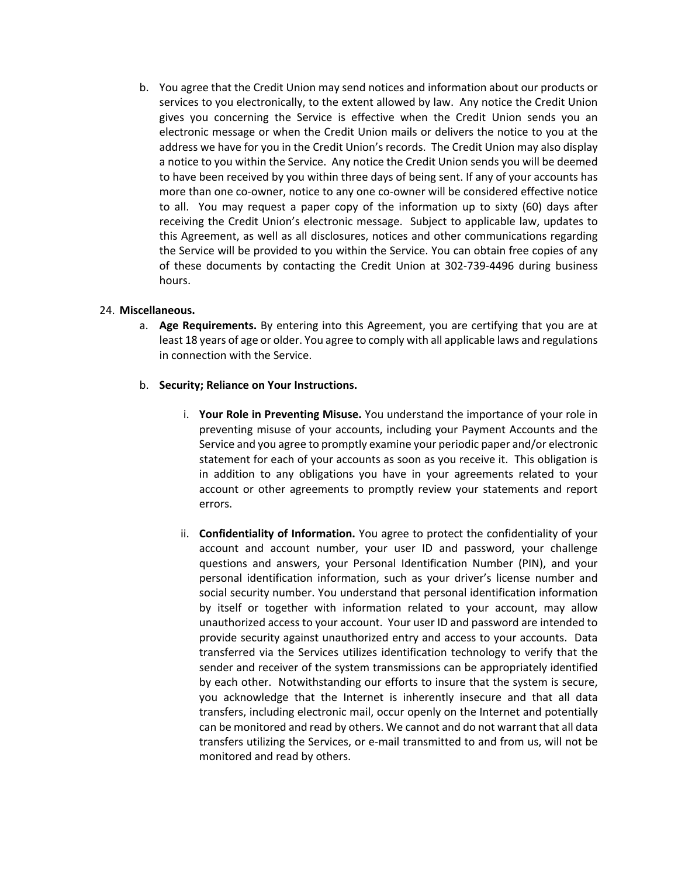b. You agree that the Credit Union may send notices and information about our products or services to you electronically, to the extent allowed by law. Any notice the Credit Union gives you concerning the Service is effective when the Credit Union sends you an electronic message or when the Credit Union mails or delivers the notice to you at the address we have for you in the Credit Union's records. The Credit Union may also display a notice to you within the Service. Any notice the Credit Union sends you will be deemed to have been received by you within three days of being sent. If any of your accounts has more than one co-owner, notice to any one co-owner will be considered effective notice to all. You may request a paper copy of the information up to sixty (60) days after receiving the Credit Union's electronic message. Subject to applicable law, updates to this Agreement, as well as all disclosures, notices and other communications regarding the Service will be provided to you within the Service. You can obtain free copies of any of these documents by contacting the Credit Union at 302-739-4496 during business hours.

24. **Miscellaneous.**

a. **Age Requirements.** By entering into this Agreement, you are certifying that you are at least 18 years of age or older. You agree to comply with all applicable laws and regulations in connection with the Service.

b. **Security; Reliance on Your Instructions.**

i. **Your Role in Preventing Misuse.** You understand the importance of your role in preventing misuse of your accounts, including your Payment Accounts and the Service and you agree to promptly examine your periodic paper and/or electronic statement for each of your accounts as soon as you receive it. This obligation is in addition to any obligations you have in your agreements related to your account or other agreements to promptly review your statements and report errors.

ii. **Confidentiality of Information.** You agree to protect the confidentiality of your account and account number, your user ID and password, your challenge questions and answers, your Personal Identification Number (PIN), and your personal identification information, such as your driver's license number and social security number. You understand that personal identification information by itself or together with information related to your account, may allow unauthorized access to your account. Your user ID and password are intended to provide security against unauthorized entry and access to your accounts. Data transferred via the Services utilizes identification technology to verify that the sender and receiver of the system transmissions can be appropriately identified by each other. Notwithstanding our efforts to insure that the system is secure, you acknowledge that the Internet is inherently insecure and that all data transfers, including electronic mail, occur openly on the Internet and potentially can be monitored and read by others. We cannot and do not warrant that all data transfers utilizing the Services, or e-mail transmitted to and from us, will not be monitored and read by others.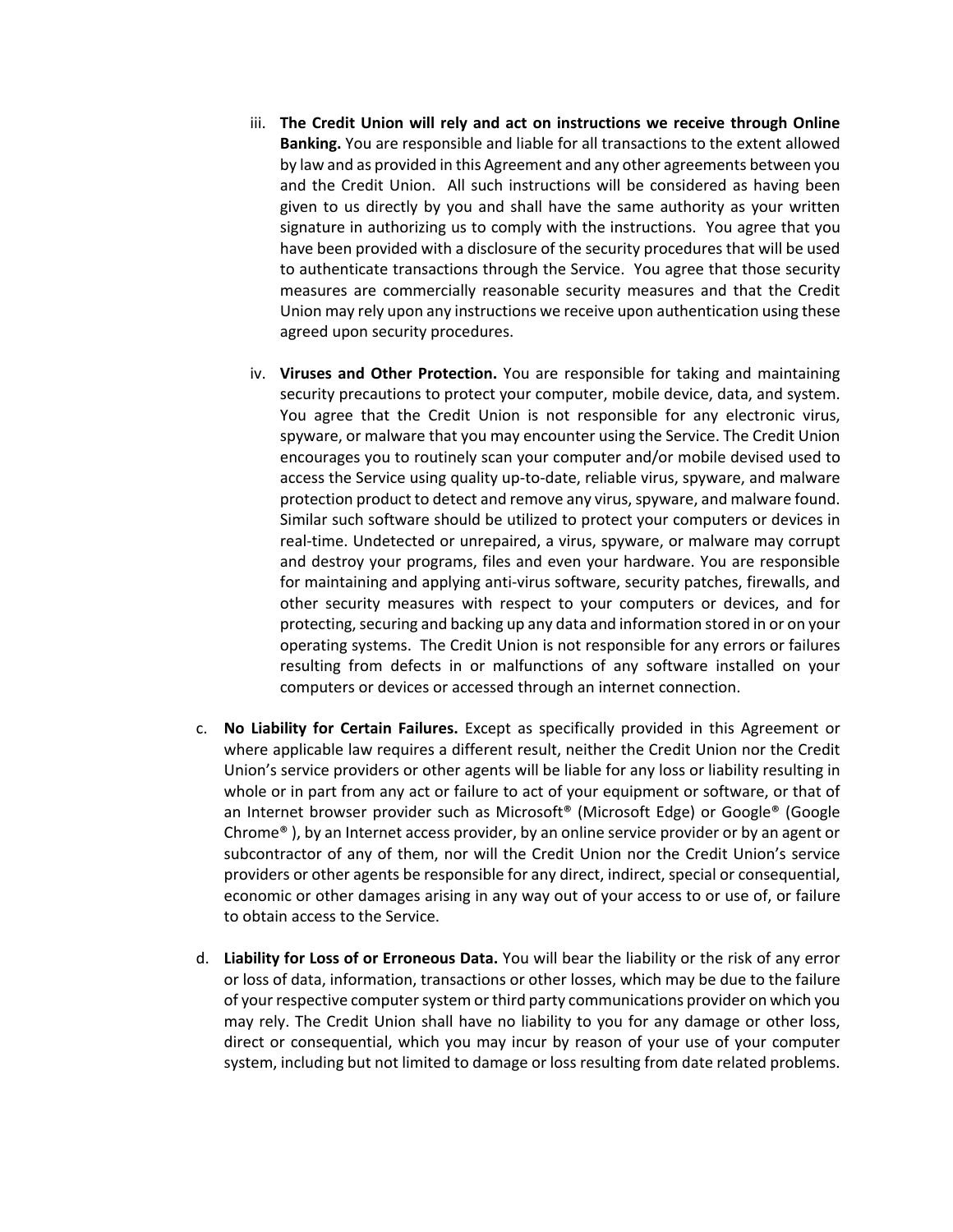iii. **The Credit Union will rely and act on instructions we receive through Online Banking.** You are responsible and liable for all transactions to the extent allowed by law and as provided in this Agreement and any other agreements between you and the Credit Union. All such instructions will be considered as having been given to us directly by you and shall have the same authority as your written signature in authorizing us to comply with the instructions. You agree that you have been provided with a disclosure of the security procedures that will be used to authenticate transactions through the Service. You agree that those security measures are commercially reasonable security measures and that the Credit Union may rely upon any instructions we receive upon authentication using these agreed upon security procedures.

iv. **Viruses and Other Protection.** You are responsible for taking and maintaining security precautions to protect your computer, mobile device, data, and system. You agree that the Credit Union is not responsible for any electronic virus, spyware, or malware that you may encounter using the Service. The Credit Union encourages you to routinely scan your computer and/or mobile devised used to access the Service using quality up-to-date, reliable virus, spyware, and malware protection product to detect and remove any virus, spyware, and malware found. Similar such software should be utilized to protect your computers or devices in real-time. Undetected or unrepaired, a virus, spyware, or malware may corrupt and destroy your programs, files and even your hardware. You are responsible for maintaining and applying anti-virus software, security patches, firewalls, and other security measures with respect to your computers or devices, and for protecting, securing and backing up any data and information stored in or on your operating systems. The Credit Union is not responsible for any errors or failures resulting from defects in or malfunctions of any software installed on your computers or devices or accessed through an internet connection.

c. **No Liability for Certain Failures.** Except as specifically provided in this Agreement or where applicable law requires a different result, neither the Credit Union nor the Credit Union's service providers or other agents will be liable for any loss or liability resulting in whole or in part from any act or failure to act of your equipment or software, or that of an Internet browser provider such as Microsoft® (Microsoft Edge) or Google® (Google Chrome® ), by an Internet access provider, by an online service provider or by an agent or subcontractor of any of them, nor will the Credit Union nor the Credit Union's service providers or other agents be responsible for any direct, indirect, special or consequential, economic or other damages arising in any way out of your access to or use of, or failure to obtain access to the Service.

d. **Liability for Loss of or Erroneous Data.** You will bear the liability or the risk of any error or loss of data, information, transactions or other losses, which may be due to the failure of your respective computer system or third party communications provider on which you may rely. The Credit Union shall have no liability to you for any damage or other loss, direct or consequential, which you may incur by reason of your use of your computer system, including but not limited to damage or loss resulting from date related problems.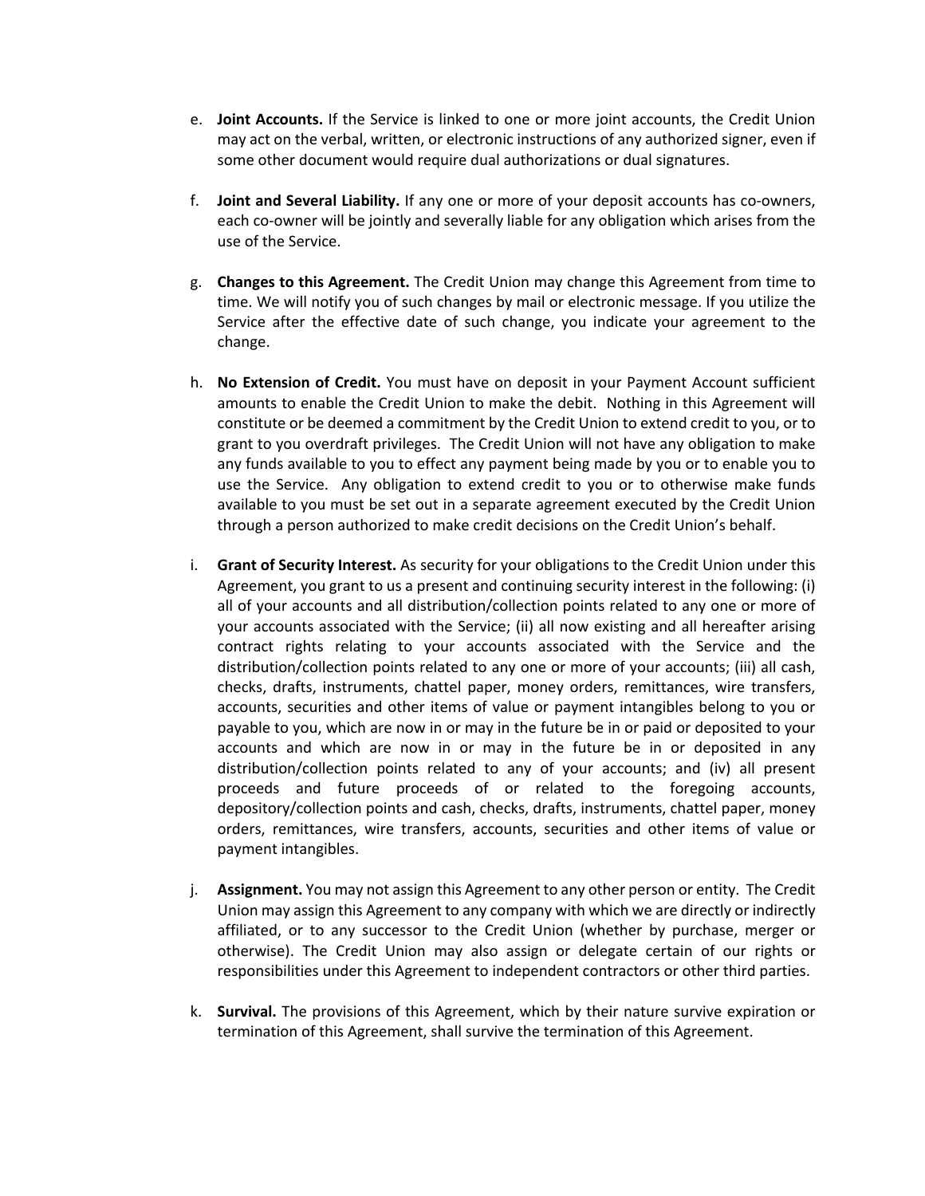e. **Joint Accounts.** If the Service is linked to one or more joint accounts, the Credit Union may act on the verbal, written, or electronic instructions of any authorized signer, even if some other document would require dual authorizations or dual signatures.

f. **Joint and Several Liability.** If any one or more of your deposit accounts has co-owners, each co-owner will be jointly and severally liable for any obligation which arises from the use of the Service.

g. **Changes to this Agreement.** The Credit Union may change this Agreement from time to time. We will notify you of such changes by mail or electronic message. If you utilize the Service after the effective date of such change, you indicate your agreement to the change.

h. **No Extension of Credit.** You must have on deposit in your Payment Account sufficient amounts to enable the Credit Union to make the debit. Nothing in this Agreement will constitute or be deemed a commitment by the Credit Union to extend credit to you, or to grant to you overdraft privileges. The Credit Union will not have any obligation to make any funds available to you to effect any payment being made by you or to enable you to use the Service. Any obligation to extend credit to you or to otherwise make funds available to you must be set out in a separate agreement executed by the Credit Union through a person authorized to make credit decisions on the Credit Union's behalf.

i. **Grant of Security Interest.** As security for your obligations to the Credit Union under this Agreement, you grant to us a present and continuing security interest in the following: (i) all of your accounts and all distribution/collection points related to any one or more of your accounts associated with the Service; (ii) all now existing and all hereafter arising contract rights relating to your accounts associated with the Service and the distribution/collection points related to any one or more of your accounts; (iii) all cash, checks, drafts, instruments, chattel paper, money orders, remittances, wire transfers, accounts, securities and other items of value or payment intangibles belong to you or payable to you, which are now in or may in the future be in or paid or deposited to your accounts and which are now in or may in the future be in or deposited in any distribution/collection points related to any of your accounts; and (iv) all present proceeds and future proceeds of or related to the foregoing accounts, depository/collection points and cash, checks, drafts, instruments, chattel paper, money orders, remittances, wire transfers, accounts, securities and other items of value or payment intangibles.

j. **Assignment.** You may not assign this Agreement to any other person or entity. The Credit Union may assign this Agreement to any company with which we are directly or indirectly affiliated, or to any successor to the Credit Union (whether by purchase, merger or otherwise). The Credit Union may also assign or delegate certain of our rights or responsibilities under this Agreement to independent contractors or other third parties.

k. **Survival.** The provisions of this Agreement, which by their nature survive expiration or termination of this Agreement, shall survive the termination of this Agreement.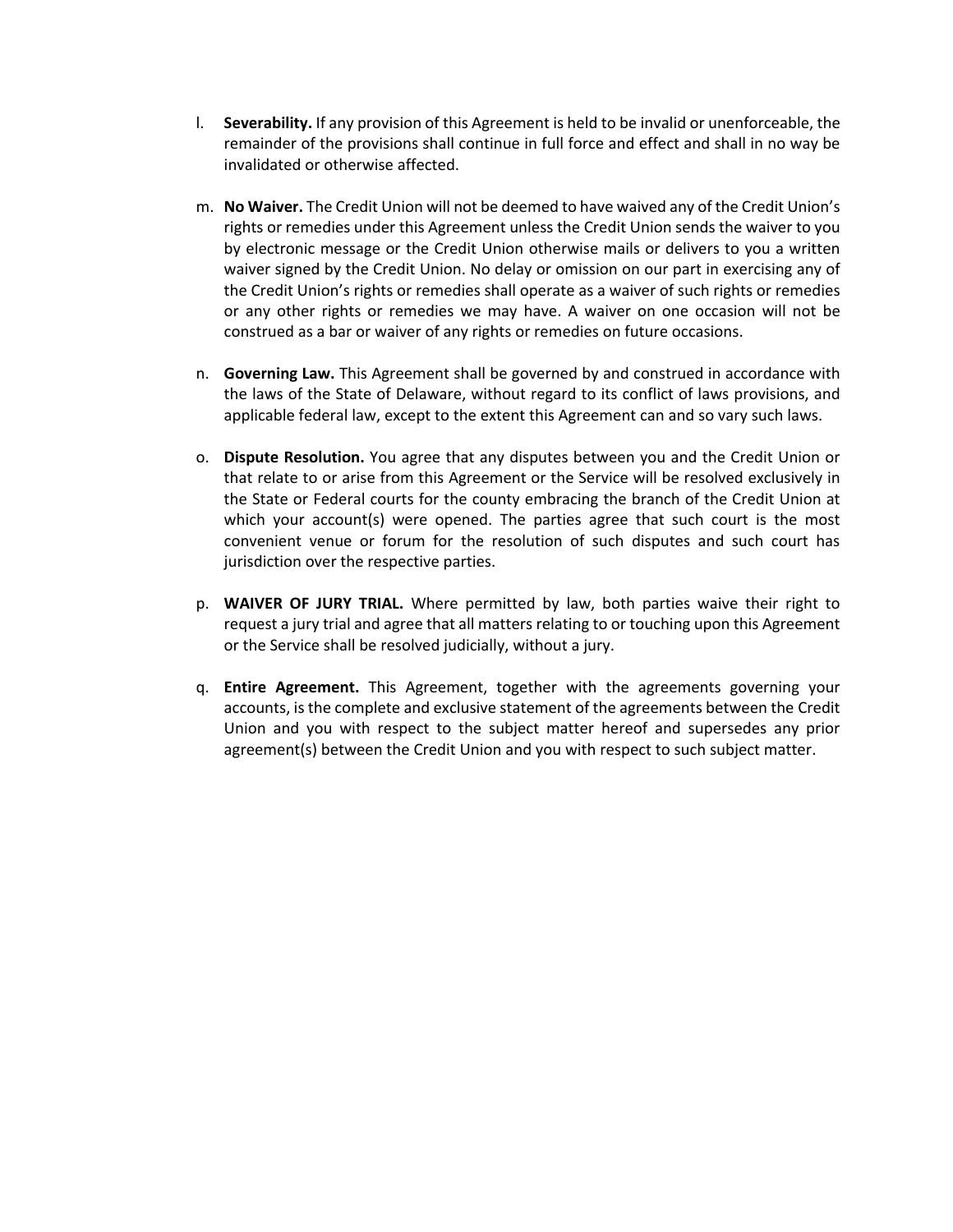l. **Severability.** If any provision of this Agreement is held to be invalid or unenforceable, the remainder of the provisions shall continue in full force and effect and shall in no way be invalidated or otherwise affected.

m. **No Waiver.** The Credit Union will not be deemed to have waived any of the Credit Union's rights or remedies under this Agreement unless the Credit Union sends the waiver to you by electronic message or the Credit Union otherwise mails or delivers to you a written waiver signed by the Credit Union. No delay or omission on our part in exercising any of the Credit Union's rights or remedies shall operate as a waiver of such rights or remedies or any other rights or remedies we may have. A waiver on one occasion will not be construed as a bar or waiver of any rights or remedies on future occasions.

n. **Governing Law.** This Agreement shall be governed by and construed in accordance with the laws of the State of Delaware, without regard to its conflict of laws provisions, and applicable federal law, except to the extent this Agreement can and so vary such laws.

o. **Dispute Resolution.** You agree that any disputes between you and the Credit Union or that relate to or arise from this Agreement or the Service will be resolved exclusively in the State or Federal courts for the county embracing the branch of the Credit Union at which your account(s) were opened. The parties agree that such court is the most convenient venue or forum for the resolution of such disputes and such court has jurisdiction over the respective parties.

p. **WAIVER OF JURY TRIAL.** Where permitted by law, both parties waive their right to request a jury trial and agree that all matters relating to or touching upon this Agreement or the Service shall be resolved judicially, without a jury.

q. **Entire Agreement.** This Agreement, together with the agreements governing your accounts, is the complete and exclusive statement of the agreements between the Credit Union and you with respect to the subject matter hereof and supersedes any prior agreement(s) between the Credit Union and you with respect to such subject matter.